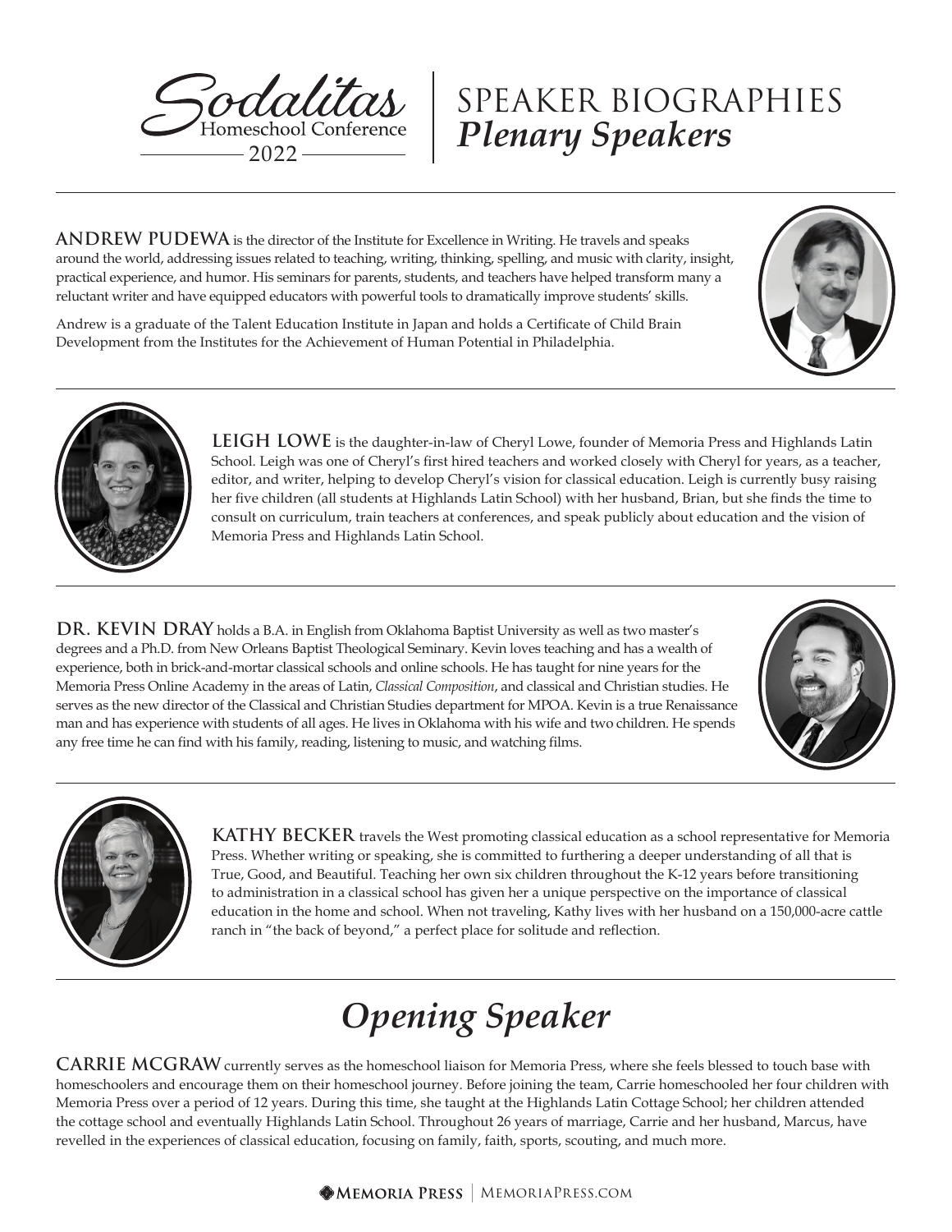# Sodalitas Homeschool Conference 2022

## SPEAKER BIOGRAPHIES
## *Plenary Speakers*

**ANDREW PUDEWA** is the director of the Institute for Excellence in Writing. He travels and speaks around the world, addressing issues related to teaching, writing, thinking, spelling, and music with clarity, insight, practical experience, and humor. His seminars for parents, students, and teachers have helped transform many a reluctant writer and have equipped educators with powerful tools to dramatically improve students' skills.

Andrew is a graduate of the Talent Education Institute in Japan and holds a Certificate of Child Brain Development from the Institutes for the Achievement of Human Potential in Philadelphia.

**LEIGH LOWE** is the daughter-in-law of Cheryl Lowe, founder of Memoria Press and Highlands Latin School. Leigh was one of Cheryl's first hired teachers and worked closely with Cheryl for years, as a teacher, editor, and writer, helping to develop Cheryl's vision for classical education. Leigh is currently busy raising her five children (all students at Highlands Latin School) with her husband, Brian, but she finds the time to consult on curriculum, train teachers at conferences, and speak publicly about education and the vision of Memoria Press and Highlands Latin School.

**DR. KEVIN DRAY** holds a B.A. in English from Oklahoma Baptist University as well as two master's degrees and a Ph.D. from New Orleans Baptist Theological Seminary. Kevin loves teaching and has a wealth of experience, both in brick-and-mortar classical schools and online schools. He has taught for nine years for the Memoria Press Online Academy in the areas of Latin, *Classical Composition*, and classical and Christian studies. He serves as the new director of the Classical and Christian Studies department for MPOA. Kevin is a true Renaissance man and has experience with students of all ages. He lives in Oklahoma with his wife and two children. He spends any free time he can find with his family, reading, listening to music, and watching films.

**KATHY BECKER** travels the West promoting classical education as a school representative for Memoria Press. Whether writing or speaking, she is committed to furthering a deeper understanding of all that is True, Good, and Beautiful. Teaching her own six children throughout the K-12 years before transitioning to administration in a classical school has given her a unique perspective on the importance of classical education in the home and school. When not traveling, Kathy lives with her husband on a 150,000-acre cattle ranch in "the back of beyond," a perfect place for solitude and reflection.

## *Opening Speaker*

**CARRIE MCGRAW** currently serves as the homeschool liaison for Memoria Press, where she feels blessed to touch base with homeschoolers and encourage them on their homeschool journey. Before joining the team, Carrie homeschooled her four children with Memoria Press over a period of 12 years. During this time, she taught at the Highlands Latin Cottage School; her children attended the cottage school and eventually Highlands Latin School. Throughout 26 years of marriage, Carrie and her husband, Marcus, have revelled in the experiences of classical education, focusing on family, faith, sports, scouting, and much more.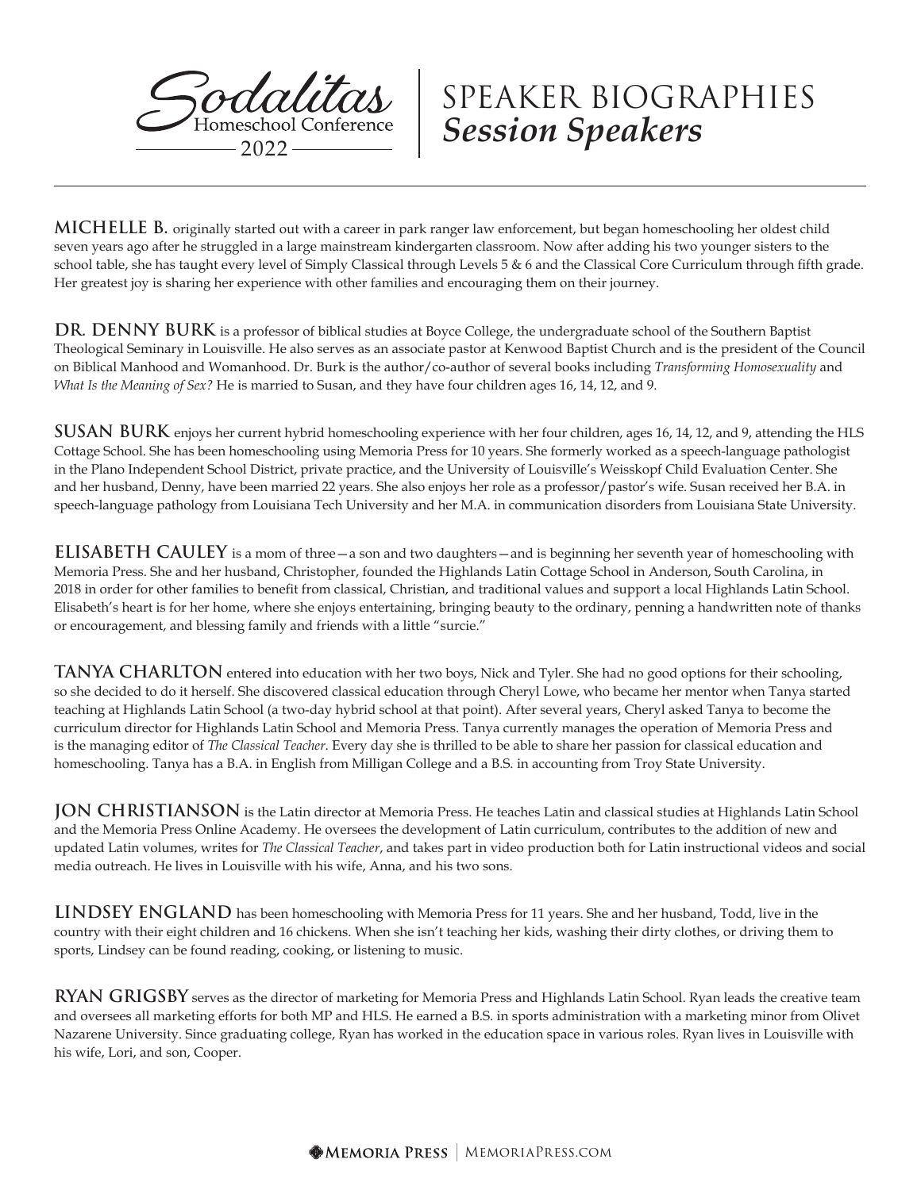# Sodalitas Homeschool Conference 2022

# SPEAKER BIOGRAPHIES
## *Session Speakers*

**MICHELLE B.** originally started out with a career in park ranger law enforcement, but began homeschooling her oldest child seven years ago after he struggled in a large mainstream kindergarten classroom. Now after adding his two younger sisters to the school table, she has taught every level of Simply Classical through Levels 5 & 6 and the Classical Core Curriculum through fifth grade. Her greatest joy is sharing her experience with other families and encouraging them on their journey.

**DR. DENNY BURK** is a professor of biblical studies at Boyce College, the undergraduate school of the Southern Baptist Theological Seminary in Louisville. He also serves as an associate pastor at Kenwood Baptist Church and is the president of the Council on Biblical Manhood and Womanhood. Dr. Burk is the author/co-author of several books including *Transforming Homosexuality* and *What Is the Meaning of Sex?* He is married to Susan, and they have four children ages 16, 14, 12, and 9.

**SUSAN BURK** enjoys her current hybrid homeschooling experience with her four children, ages 16, 14, 12, and 9, attending the HLS Cottage School. She has been homeschooling using Memoria Press for 10 years. She formerly worked as a speech-language pathologist in the Plano Independent School District, private practice, and the University of Louisville's Weisskopf Child Evaluation Center. She and her husband, Denny, have been married 22 years. She also enjoys her role as a professor/pastor's wife. Susan received her B.A. in speech-language pathology from Louisiana Tech University and her M.A. in communication disorders from Louisiana State University.

**ELISABETH CAULEY** is a mom of three—a son and two daughters—and is beginning her seventh year of homeschooling with Memoria Press. She and her husband, Christopher, founded the Highlands Latin Cottage School in Anderson, South Carolina, in 2018 in order for other families to benefit from classical, Christian, and traditional values and support a local Highlands Latin School. Elisabeth's heart is for her home, where she enjoys entertaining, bringing beauty to the ordinary, penning a handwritten note of thanks or encouragement, and blessing family and friends with a little "surcie."

**TANYA CHARLTON** entered into education with her two boys, Nick and Tyler. She had no good options for their schooling, so she decided to do it herself. She discovered classical education through Cheryl Lowe, who became her mentor when Tanya started teaching at Highlands Latin School (a two-day hybrid school at that point). After several years, Cheryl asked Tanya to become the curriculum director for Highlands Latin School and Memoria Press. Tanya currently manages the operation of Memoria Press and is the managing editor of *The Classical Teacher*. Every day she is thrilled to be able to share her passion for classical education and homeschooling. Tanya has a B.A. in English from Milligan College and a B.S. in accounting from Troy State University.

**JON CHRISTIANSON** is the Latin director at Memoria Press. He teaches Latin and classical studies at Highlands Latin School and the Memoria Press Online Academy. He oversees the development of Latin curriculum, contributes to the addition of new and updated Latin volumes, writes for *The Classical Teacher*, and takes part in video production both for Latin instructional videos and social media outreach. He lives in Louisville with his wife, Anna, and his two sons.

**LINDSEY ENGLAND** has been homeschooling with Memoria Press for 11 years. She and her husband, Todd, live in the country with their eight children and 16 chickens. When she isn't teaching her kids, washing their dirty clothes, or driving them to sports, Lindsey can be found reading, cooking, or listening to music.

**RYAN GRIGSBY** serves as the director of marketing for Memoria Press and Highlands Latin School. Ryan leads the creative team and oversees all marketing efforts for both MP and HLS. He earned a B.S. in sports administration with a marketing minor from Olivet Nazarene University. Since graduating college, Ryan has worked in the education space in various roles. Ryan lives in Louisville with his wife, Lori, and son, Cooper.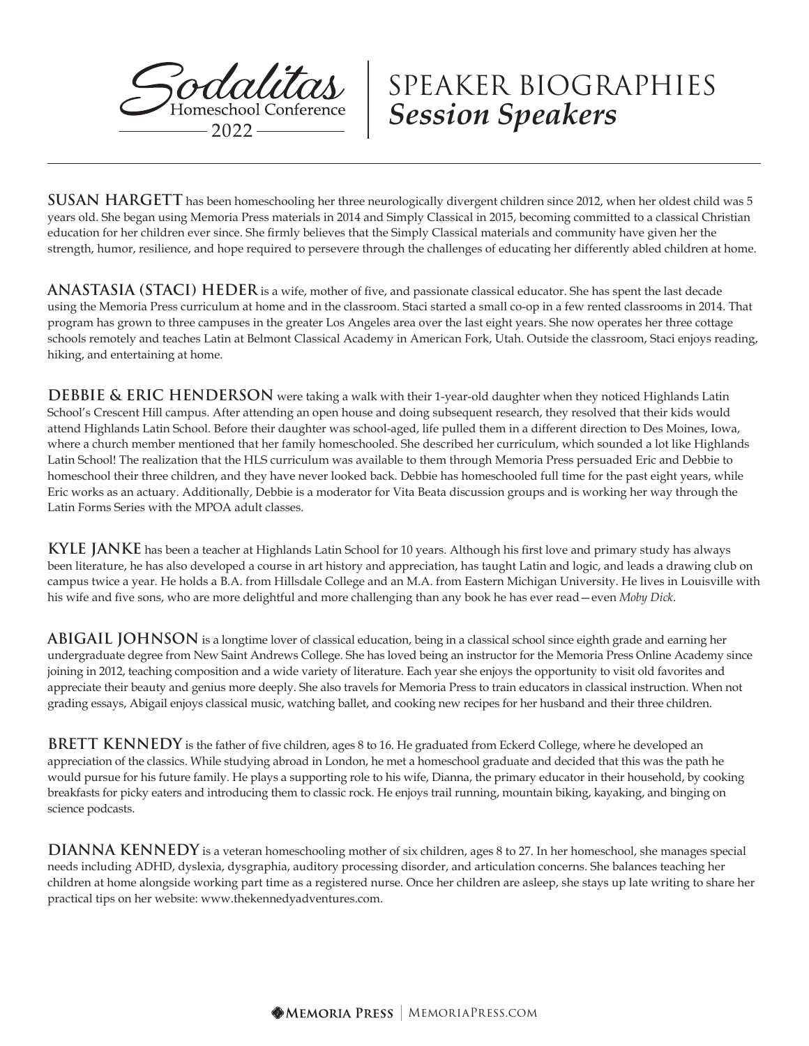# SPEAKER BIOGRAPHIES
## *Session Speakers*

**SUSAN HARGETT** has been homeschooling her three neurologically divergent children since 2012, when her oldest child was 5 years old. She began using Memoria Press materials in 2014 and Simply Classical in 2015, becoming committed to a classical Christian education for her children ever since. She firmly believes that the Simply Classical materials and community have given her the strength, humor, resilience, and hope required to persevere through the challenges of educating her differently abled children at home.

**ANASTASIA (STACI) HEDER** is a wife, mother of five, and passionate classical educator. She has spent the last decade using the Memoria Press curriculum at home and in the classroom. Staci started a small co-op in a few rented classrooms in 2014. That program has grown to three campuses in the greater Los Angeles area over the last eight years. She now operates her three cottage schools remotely and teaches Latin at Belmont Classical Academy in American Fork, Utah. Outside the classroom, Staci enjoys reading, hiking, and entertaining at home.

**DEBBIE & ERIC HENDERSON** were taking a walk with their 1-year-old daughter when they noticed Highlands Latin School's Crescent Hill campus. After attending an open house and doing subsequent research, they resolved that their kids would attend Highlands Latin School. Before their daughter was school-aged, life pulled them in a different direction to Des Moines, Iowa, where a church member mentioned that her family homeschooled. She described her curriculum, which sounded a lot like Highlands Latin School! The realization that the HLS curriculum was available to them through Memoria Press persuaded Eric and Debbie to homeschool their three children, and they have never looked back. Debbie has homeschooled full time for the past eight years, while Eric works as an actuary. Additionally, Debbie is a moderator for Vita Beata discussion groups and is working her way through the Latin Forms Series with the MPOA adult classes.

**KYLE JANKE** has been a teacher at Highlands Latin School for 10 years. Although his first love and primary study has always been literature, he has also developed a course in art history and appreciation, has taught Latin and logic, and leads a drawing club on campus twice a year. He holds a B.A. from Hillsdale College and an M.A. from Eastern Michigan University. He lives in Louisville with his wife and five sons, who are more delightful and more challenging than any book he has ever read—even *Moby Dick*.

**ABIGAIL JOHNSON** is a longtime lover of classical education, being in a classical school since eighth grade and earning her undergraduate degree from New Saint Andrews College. She has loved being an instructor for the Memoria Press Online Academy since joining in 2012, teaching composition and a wide variety of literature. Each year she enjoys the opportunity to visit old favorites and appreciate their beauty and genius more deeply. She also travels for Memoria Press to train educators in classical instruction. When not grading essays, Abigail enjoys classical music, watching ballet, and cooking new recipes for her husband and their three children.

**BRETT KENNEDY** is the father of five children, ages 8 to 16. He graduated from Eckerd College, where he developed an appreciation of the classics. While studying abroad in London, he met a homeschool graduate and decided that this was the path he would pursue for his future family. He plays a supporting role to his wife, Dianna, the primary educator in their household, by cooking breakfasts for picky eaters and introducing them to classic rock. He enjoys trail running, mountain biking, kayaking, and binging on science podcasts.

**DIANNA KENNEDY** is a veteran homeschooling mother of six children, ages 8 to 27. In her homeschool, she manages special needs including ADHD, dyslexia, dysgraphia, auditory processing disorder, and articulation concerns. She balances teaching her children at home alongside working part time as a registered nurse. Once her children are asleep, she stays up late writing to share her practical tips on her website: www.thekennedyadventures.com.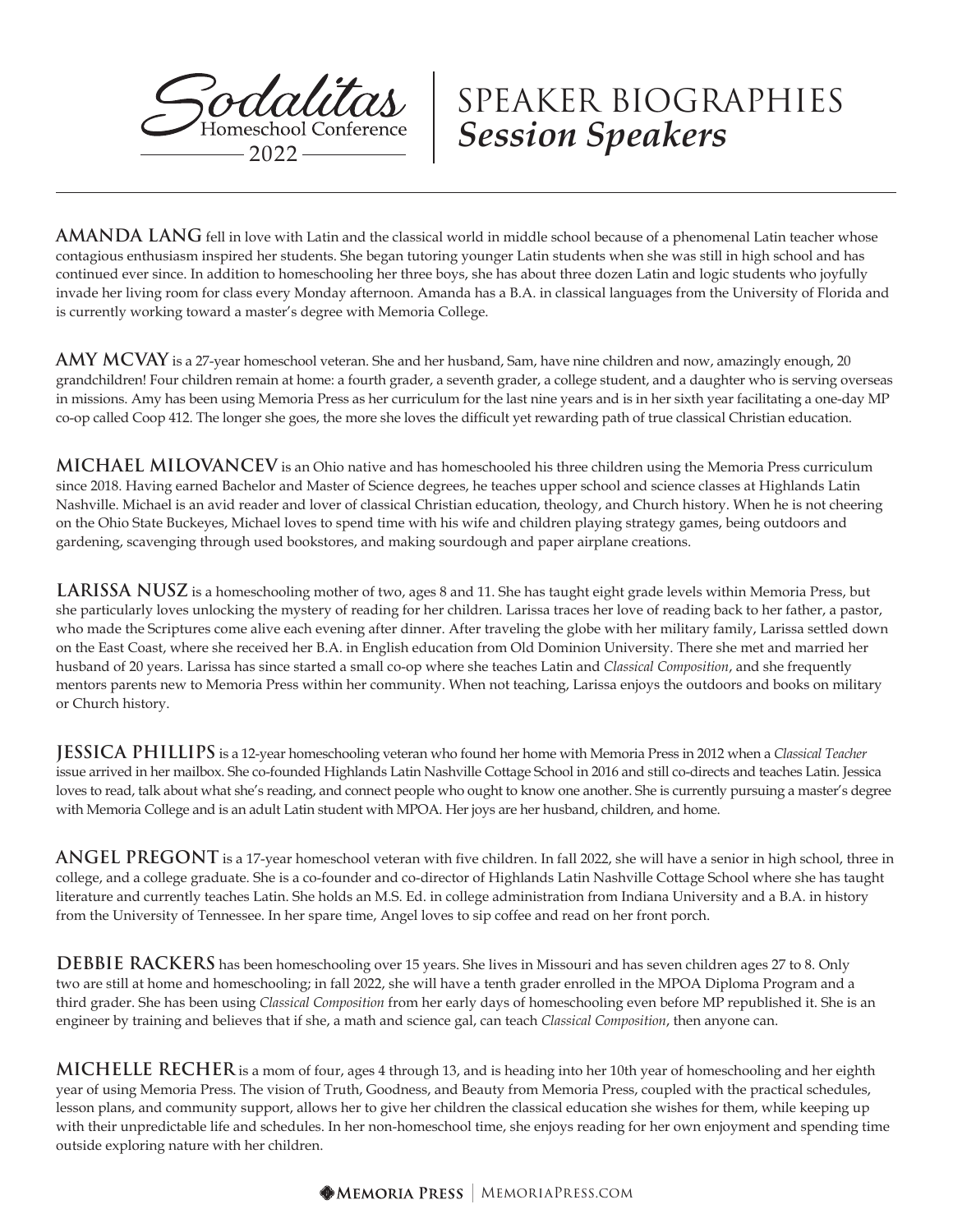# SPEAKER BIOGRAPHIES
## *Session Speakers*

Sodalitas Homeschool Conference 2022

---

**AMANDA LANG** fell in love with Latin and the classical world in middle school because of a phenomenal Latin teacher whose contagious enthusiasm inspired her students. She began tutoring younger Latin students when she was still in high school and has continued ever since. In addition to homeschooling her three boys, she has about three dozen Latin and logic students who joyfully invade her living room for class every Monday afternoon. Amanda has a B.A. in classical languages from the University of Florida and is currently working toward a master's degree with Memoria College.

**AMY MCVAY** is a 27-year homeschool veteran. She and her husband, Sam, have nine children and now, amazingly enough, 20 grandchildren! Four children remain at home: a fourth grader, a seventh grader, a college student, and a daughter who is serving overseas in missions. Amy has been using Memoria Press as her curriculum for the last nine years and is in her sixth year facilitating a one-day MP co-op called Coop 412. The longer she goes, the more she loves the difficult yet rewarding path of true classical Christian education.

**MICHAEL MILOVANCEV** is an Ohio native and has homeschooled his three children using the Memoria Press curriculum since 2018. Having earned Bachelor and Master of Science degrees, he teaches upper school and science classes at Highlands Latin Nashville. Michael is an avid reader and lover of classical Christian education, theology, and Church history. When he is not cheering on the Ohio State Buckeyes, Michael loves to spend time with his wife and children playing strategy games, being outdoors and gardening, scavenging through used bookstores, and making sourdough and paper airplane creations.

**LARISSA NUSZ** is a homeschooling mother of two, ages 8 and 11. She has taught eight grade levels within Memoria Press, but she particularly loves unlocking the mystery of reading for her children. Larissa traces her love of reading back to her father, a pastor, who made the Scriptures come alive each evening after dinner. After traveling the globe with her military family, Larissa settled down on the East Coast, where she received her B.A. in English education from Old Dominion University. There she met and married her husband of 20 years. Larissa has since started a small co-op where she teaches Latin and *Classical Composition*, and she frequently mentors parents new to Memoria Press within her community. When not teaching, Larissa enjoys the outdoors and books on military or Church history.

**JESSICA PHILLIPS** is a 12-year homeschooling veteran who found her home with Memoria Press in 2012 when a *Classical Teacher* issue arrived in her mailbox. She co-founded Highlands Latin Nashville Cottage School in 2016 and still co-directs and teaches Latin. Jessica loves to read, talk about what she's reading, and connect people who ought to know one another. She is currently pursuing a master's degree with Memoria College and is an adult Latin student with MPOA. Her joys are her husband, children, and home.

**ANGEL PREGONT** is a 17-year homeschool veteran with five children. In fall 2022, she will have a senior in high school, three in college, and a college graduate. She is a co-founder and co-director of Highlands Latin Nashville Cottage School where she has taught literature and currently teaches Latin. She holds an M.S. Ed. in college administration from Indiana University and a B.A. in history from the University of Tennessee. In her spare time, Angel loves to sip coffee and read on her front porch.

**DEBBIE RACKERS** has been homeschooling over 15 years. She lives in Missouri and has seven children ages 27 to 8. Only two are still at home and homeschooling; in fall 2022, she will have a tenth grader enrolled in the MPOA Diploma Program and a third grader. She has been using *Classical Composition* from her early days of homeschooling even before MP republished it. She is an engineer by training and believes that if she, a math and science gal, can teach *Classical Composition*, then anyone can.

**MICHELLE RECHER** is a mom of four, ages 4 through 13, and is heading into her 10th year of homeschooling and her eighth year of using Memoria Press. The vision of Truth, Goodness, and Beauty from Memoria Press, coupled with the practical schedules, lesson plans, and community support, allows her to give her children the classical education she wishes for them, while keeping up with their unpredictable life and schedules. In her non-homeschool time, she enjoys reading for her own enjoyment and spending time outside exploring nature with her children.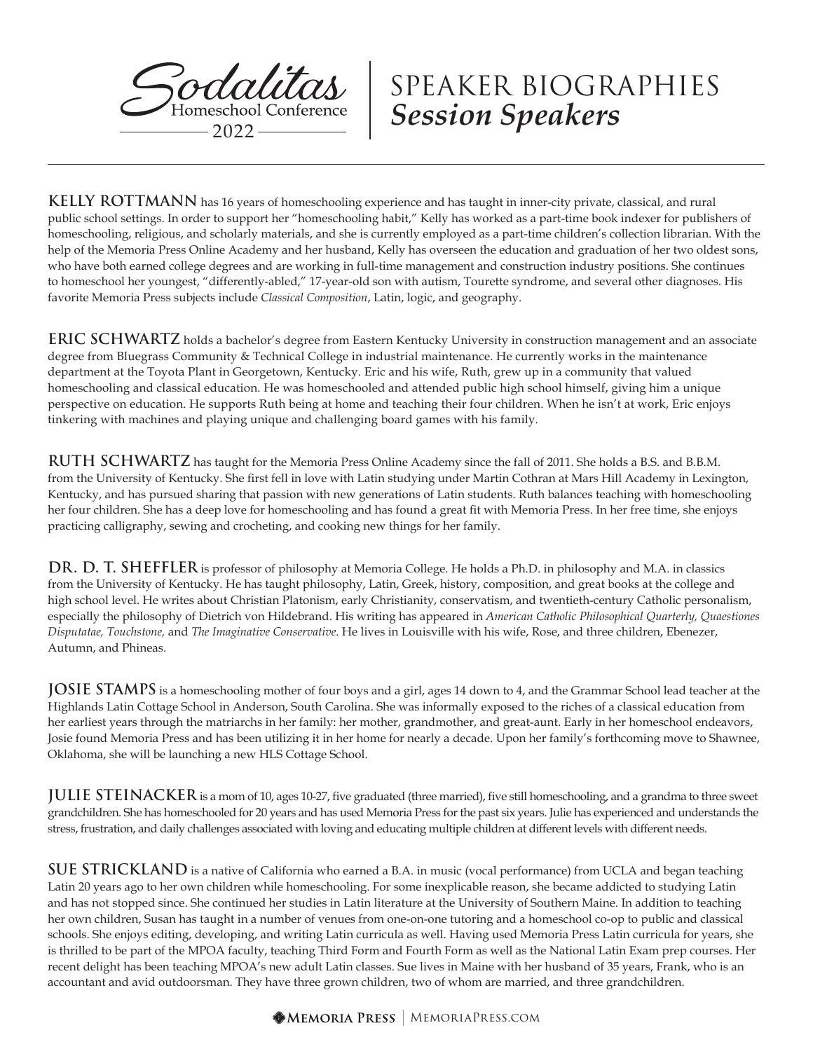# SPEAKER BIOGRAPHIES
## *Session Speakers*

**KELLY ROTTMANN** has 16 years of homeschooling experience and has taught in inner-city private, classical, and rural public school settings. In order to support her "homeschooling habit," Kelly has worked as a part-time book indexer for publishers of homeschooling, religious, and scholarly materials, and she is currently employed as a part-time children's collection librarian. With the help of the Memoria Press Online Academy and her husband, Kelly has overseen the education and graduation of her two oldest sons, who have both earned college degrees and are working in full-time management and construction industry positions. She continues to homeschool her youngest, "differently-abled," 17-year-old son with autism, Tourette syndrome, and several other diagnoses. His favorite Memoria Press subjects include *Classical Composition*, Latin, logic, and geography.

**ERIC SCHWARTZ** holds a bachelor's degree from Eastern Kentucky University in construction management and an associate degree from Bluegrass Community & Technical College in industrial maintenance. He currently works in the maintenance department at the Toyota Plant in Georgetown, Kentucky. Eric and his wife, Ruth, grew up in a community that valued homeschooling and classical education. He was homeschooled and attended public high school himself, giving him a unique perspective on education. He supports Ruth being at home and teaching their four children. When he isn't at work, Eric enjoys tinkering with machines and playing unique and challenging board games with his family.

**RUTH SCHWARTZ** has taught for the Memoria Press Online Academy since the fall of 2011. She holds a B.S. and B.B.M. from the University of Kentucky. She first fell in love with Latin studying under Martin Cothran at Mars Hill Academy in Lexington, Kentucky, and has pursued sharing that passion with new generations of Latin students. Ruth balances teaching with homeschooling her four children. She has a deep love for homeschooling and has found a great fit with Memoria Press. In her free time, she enjoys practicing calligraphy, sewing and crocheting, and cooking new things for her family.

**DR. D. T. SHEFFLER** is professor of philosophy at Memoria College. He holds a Ph.D. in philosophy and M.A. in classics from the University of Kentucky. He has taught philosophy, Latin, Greek, history, composition, and great books at the college and high school level. He writes about Christian Platonism, early Christianity, conservatism, and twentieth-century Catholic personalism, especially the philosophy of Dietrich von Hildebrand. His writing has appeared in *American Catholic Philosophical Quarterly, Quaestiones Disputatae, Touchstone,* and *The Imaginative Conservative*. He lives in Louisville with his wife, Rose, and three children, Ebenezer, Autumn, and Phineas.

**JOSIE STAMPS** is a homeschooling mother of four boys and a girl, ages 14 down to 4, and the Grammar School lead teacher at the Highlands Latin Cottage School in Anderson, South Carolina. She was informally exposed to the riches of a classical education from her earliest years through the matriarchs in her family: her mother, grandmother, and great-aunt. Early in her homeschool endeavors, Josie found Memoria Press and has been utilizing it in her home for nearly a decade. Upon her family's forthcoming move to Shawnee, Oklahoma, she will be launching a new HLS Cottage School.

**JULIE STEINACKER** is a mom of 10, ages 10-27, five graduated (three married), five still homeschooling, and a grandma to three sweet grandchildren. She has homeschooled for 20 years and has used Memoria Press for the past six years. Julie has experienced and understands the stress, frustration, and daily challenges associated with loving and educating multiple children at different levels with different needs.

**SUE STRICKLAND** is a native of California who earned a B.A. in music (vocal performance) from UCLA and began teaching Latin 20 years ago to her own children while homeschooling. For some inexplicable reason, she became addicted to studying Latin and has not stopped since. She continued her studies in Latin literature at the University of Southern Maine. In addition to teaching her own children, Susan has taught in a number of venues from one-on-one tutoring and a homeschool co-op to public and classical schools. She enjoys editing, developing, and writing Latin curricula as well. Having used Memoria Press Latin curricula for years, she is thrilled to be part of the MPOA faculty, teaching Third Form and Fourth Form as well as the National Latin Exam prep courses. Her recent delight has been teaching MPOA's new adult Latin classes. Sue lives in Maine with her husband of 35 years, Frank, who is an accountant and avid outdoorsman. They have three grown children, two of whom are married, and three grandchildren.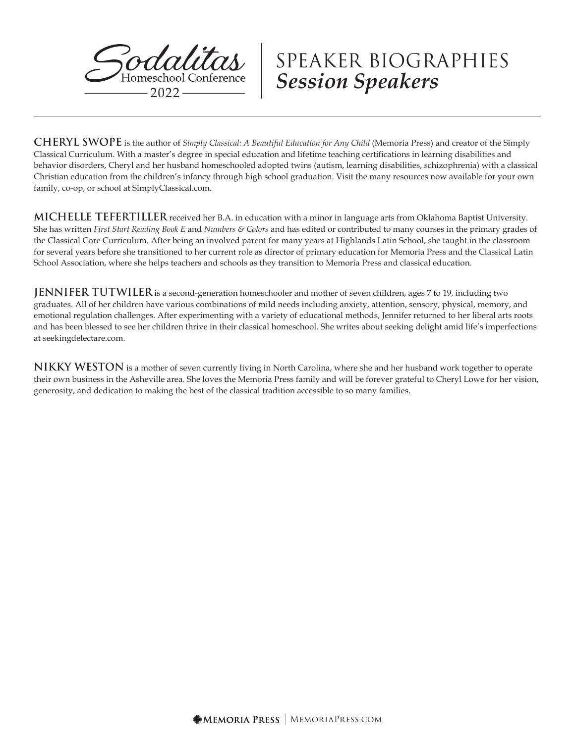Sodalitas Homeschool Conference 2022

# SPEAKER BIOGRAPHIES
## *Session Speakers*

**CHERYL SWOPE** is the author of *Simply Classical: A Beautiful Education for Any Child* (Memoria Press) and creator of the Simply Classical Curriculum. With a master's degree in special education and lifetime teaching certifications in learning disabilities and behavior disorders, Cheryl and her husband homeschooled adopted twins (autism, learning disabilities, schizophrenia) with a classical Christian education from the children's infancy through high school graduation. Visit the many resources now available for your own family, co-op, or school at SimplyClassical.com.

**MICHELLE TEFERTILLER** received her B.A. in education with a minor in language arts from Oklahoma Baptist University. She has written *First Start Reading Book E* and *Numbers & Colors* and has edited or contributed to many courses in the primary grades of the Classical Core Curriculum. After being an involved parent for many years at Highlands Latin School, she taught in the classroom for several years before she transitioned to her current role as director of primary education for Memoria Press and the Classical Latin School Association, where she helps teachers and schools as they transition to Memoria Press and classical education.

**JENNIFER TUTWILER** is a second-generation homeschooler and mother of seven children, ages 7 to 19, including two graduates. All of her children have various combinations of mild needs including anxiety, attention, sensory, physical, memory, and emotional regulation challenges. After experimenting with a variety of educational methods, Jennifer returned to her liberal arts roots and has been blessed to see her children thrive in their classical homeschool. She writes about seeking delight amid life's imperfections at seekingdelectare.com.

**NIKKY WESTON** is a mother of seven currently living in North Carolina, where she and her husband work together to operate their own business in the Asheville area. She loves the Memoria Press family and will be forever grateful to Cheryl Lowe for her vision, generosity, and dedication to making the best of the classical tradition accessible to so many families.